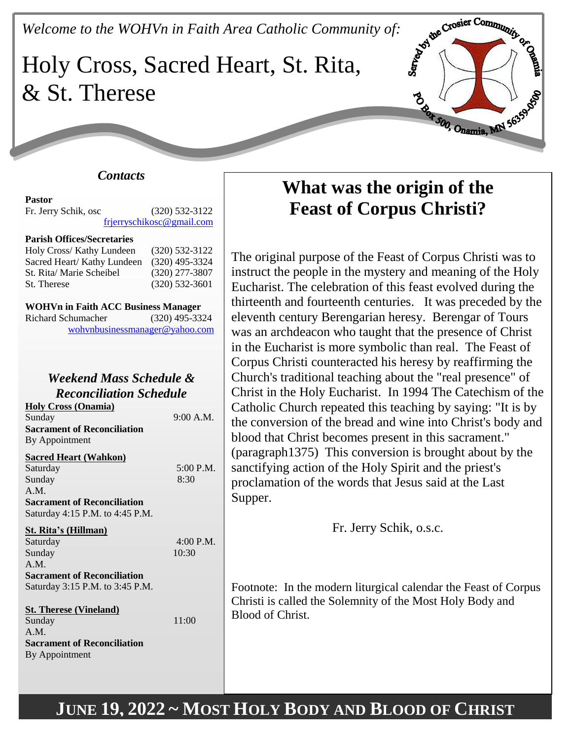*Welcome to the WOHVn in Faith Area Catholic Community of:*

# Holy Cross, Sacred Heart, St. Rita, & St. Therese

Served by the Crosier Community of Onamia

PO Box 500, Onamia, MN 56359-0500

## *Contacts*

**Pastor**
Fr. Jerry Schik, osc (320) 532-3122
frjerryschikosc@gmail.com

**Parish Offices/Secretaries**
Holy Cross/ Kathy Lundeen (320) 532-3122
Sacred Heart/ Kathy Lundeen (320) 495-3324
St. Rita/ Marie Scheibel (320) 277-3807
St. Therese (320) 532-3601

**WOHVn in Faith ACC Business Manager**
Richard Schumacher (320) 495-3324
wohvnbusinessmanager@yahoo.com

## *Weekend Mass Schedule & Reconciliation Schedule*

**Holy Cross (Onamia)**
Sunday 9:00 A.M.
**Sacrament of Reconciliation**
By Appointment

**Sacred Heart (Wahkon)**
Saturday 5:00 P.M.
Sunday 8:30 A.M.
**Sacrament of Reconciliation**
Saturday 4:15 P.M. to 4:45 P.M.

**St. Rita's (Hillman)**
Saturday 4:00 P.M.
Sunday 10:30 A.M.
**Sacrament of Reconciliation**
Saturday 3:15 P.M. to 3:45 P.M.

**St. Therese (Vineland)**
Sunday 11:00 A.M.
**Sacrament of Reconciliation**
By Appointment

## What was the origin of the Feast of Corpus Christi?

The original purpose of the Feast of Corpus Christi was to instruct the people in the mystery and meaning of the Holy Eucharist. The celebration of this feast evolved during the thirteenth and fourteenth centuries. It was preceded by the eleventh century Berengarian heresy. Berengar of Tours was an archdeacon who taught that the presence of Christ in the Eucharist is more symbolic than real. The Feast of Corpus Christi counteracted his heresy by reaffirming the Church's traditional teaching about the "real presence" of Christ in the Holy Eucharist. In 1994 The Catechism of the Catholic Church repeated this teaching by saying: "It is by the conversion of the bread and wine into Christ's body and blood that Christ becomes present in this sacrament." (paragraph1375) This conversion is brought about by the sanctifying action of the Holy Spirit and the priest's proclamation of the words that Jesus said at the Last Supper.

Fr. Jerry Schik, o.s.c.

Footnote: In the modern liturgical calendar the Feast of Corpus Christi is called the Solemnity of the Most Holy Body and Blood of Christ.

**JUNE 19, 2022 ~ MOST HOLY BODY AND BLOOD OF CHRIST**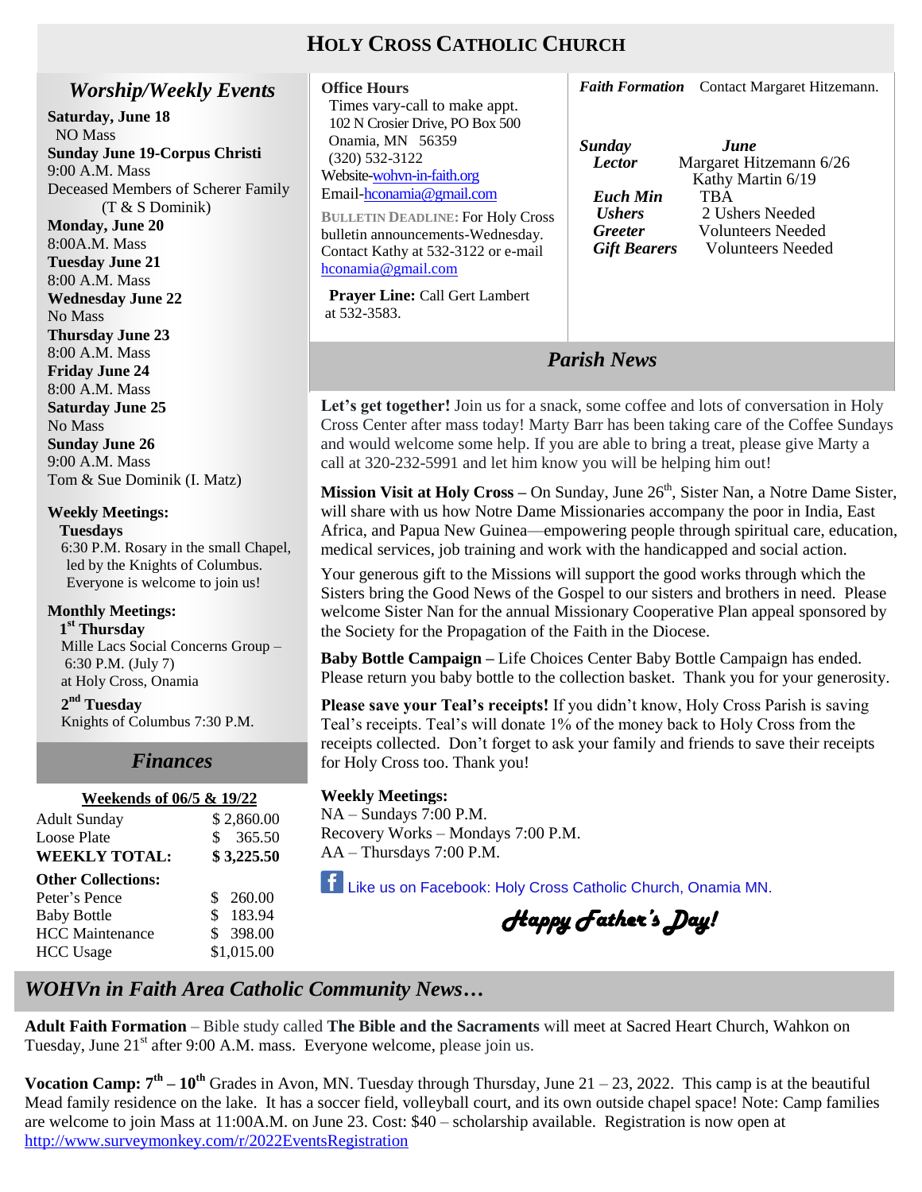# HOLY CROSS CATHOLIC CHURCH

## *Worship/Weekly Events*

**Saturday, June 18**
NO Mass

**Sunday June 19-Corpus Christi**
9:00 A.M. Mass
Deceased Members of Scherer Family (T & S Dominik)

**Monday, June 20**
8:00A.M. Mass

**Tuesday June 21**
8:00 A.M. Mass

**Wednesday June 22**
No Mass

**Thursday June 23**
8:00 A.M. Mass

**Friday June 24**
8:00 A.M. Mass

**Saturday June 25**
No Mass

**Sunday June 26**
9:00 A.M. Mass
Tom & Sue Dominik (I. Matz)

**Weekly Meetings:**

**Tuesdays**
6:30 P.M. Rosary in the small Chapel, led by the Knights of Columbus. Everyone is welcome to join us!

**Monthly Meetings:**

**1st Thursday**
Mille Lacs Social Concerns Group – 6:30 P.M. (July 7) at Holy Cross, Onamia

**2nd Tuesday**
Knights of Columbus 7:30 P.M.

## *Finances*

**Weekends of 06/5 & 19/22**

| | |
|---|---|
| Adult Sunday | $ 2,860.00 |
| Loose Plate | $ 365.50 |
| **WEEKLY TOTAL:** | **$ 3,225.50** |
| **Other Collections:** | |
| Peter's Pence | $ 260.00 |
| Baby Bottle | $ 183.94 |
| HCC Maintenance | $ 398.00 |
| HCC Usage | $1,015.00 |

**Office Hours**
Times vary-call to make appt.
102 N Crosier Drive, PO Box 500
Onamia, MN 56359
(320) 532-3122
Website-wohvn-in-faith.org
Email-hconamia@gmail.com

**BULLETIN DEADLINE:** For Holy Cross bulletin announcements-Wednesday. Contact Kathy at 532-3122 or e-mail hconamia@gmail.com

**Prayer Line:** Call Gert Lambert at 532-3583.

***Faith Formation*** Contact Margaret Hitzemann.

| ***Sunday*** | ***June*** |
|---|---|
| ***Lector*** | Margaret Hitzemann 6/26<br>Kathy Martin 6/19 |
| ***Euch Min*** | TBA |
| ***Ushers*** | 2 Ushers Needed |
| ***Greeter*** | Volunteers Needed |
| ***Gift Bearers*** | Volunteers Needed |

## *Parish News*

**Let's get together!** Join us for a snack, some coffee and lots of conversation in Holy Cross Center after mass today! Marty Barr has been taking care of the Coffee Sundays and would welcome some help. If you are able to bring a treat, please give Marty a call at 320-232-5991 and let him know you will be helping him out!

**Mission Visit at Holy Cross –** On Sunday, June 26th, Sister Nan, a Notre Dame Sister, will share with us how Notre Dame Missionaries accompany the poor in India, East Africa, and Papua New Guinea—empowering people through spiritual care, education, medical services, job training and work with the handicapped and social action.

Your generous gift to the Missions will support the good works through which the Sisters bring the Good News of the Gospel to our sisters and brothers in need. Please welcome Sister Nan for the annual Missionary Cooperative Plan appeal sponsored by the Society for the Propagation of the Faith in the Diocese.

**Baby Bottle Campaign –** Life Choices Center Baby Bottle Campaign has ended. Please return you baby bottle to the collection basket. Thank you for your generosity.

**Please save your Teal's receipts!** If you didn't know, Holy Cross Parish is saving Teal's receipts. Teal's will donate 1% of the money back to Holy Cross from the receipts collected. Don't forget to ask your family and friends to save their receipts for Holy Cross too. Thank you!

**Weekly Meetings:**
NA – Sundays 7:00 P.M.
Recovery Works – Mondays 7:00 P.M.
AA – Thursdays 7:00 P.M.

Like us on Facebook: Holy Cross Catholic Church, Onamia MN.

*Happy Father's Day!*

## *WOHVn in Faith Area Catholic Community News…*

**Adult Faith Formation** – Bible study called **The Bible and the Sacraments** will meet at Sacred Heart Church, Wahkon on Tuesday, June 21st after 9:00 A.M. mass. Everyone welcome, please join us.

**Vocation Camp: 7th – 10th** Grades in Avon, MN. Tuesday through Thursday, June 21 – 23, 2022. This camp is at the beautiful Mead family residence on the lake. It has a soccer field, volleyball court, and its own outside chapel space! Note: Camp families are welcome to join Mass at 11:00A.M. on June 23. Cost: $40 – scholarship available. Registration is now open at http://www.surveymonkey.com/r/2022EventsRegistration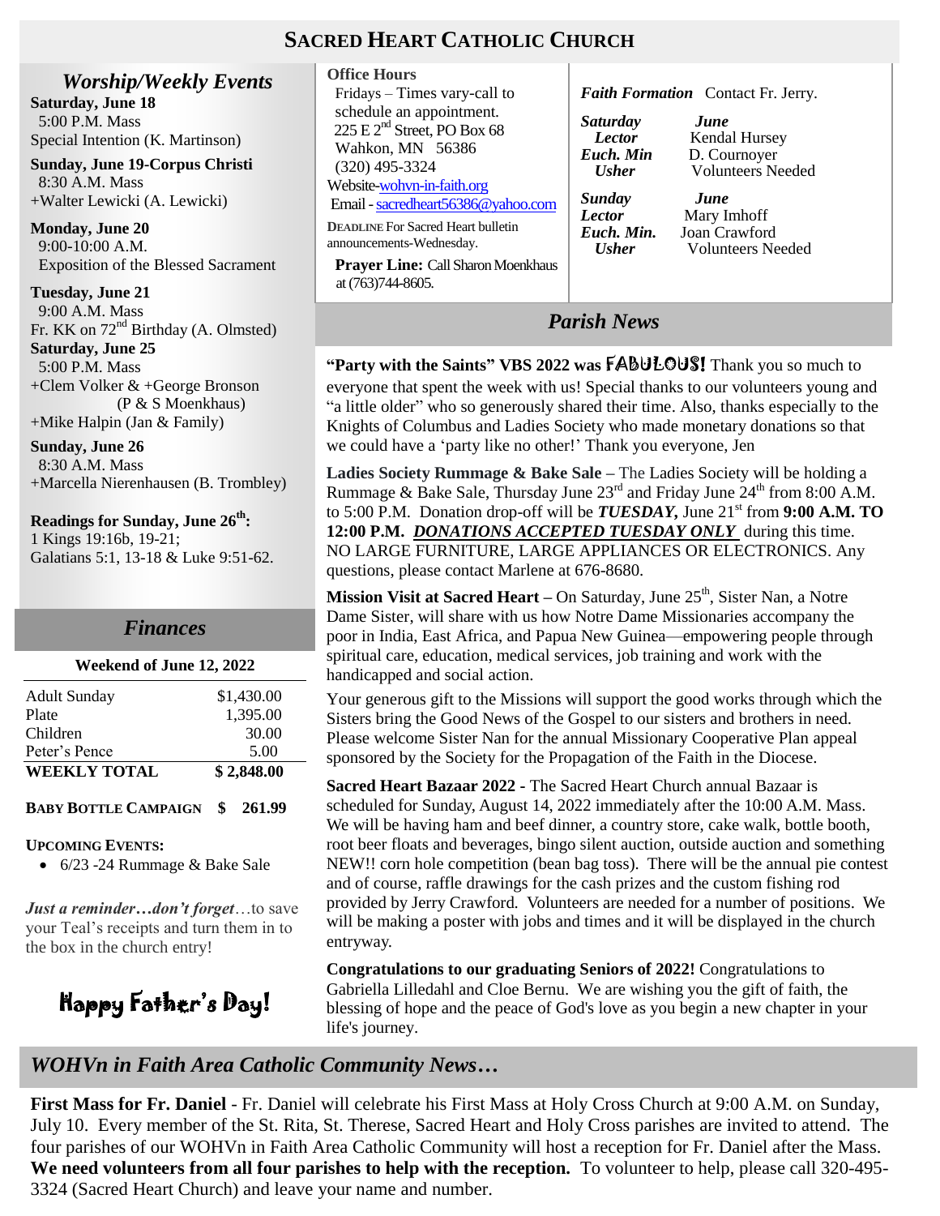# SACRED HEART CATHOLIC CHURCH

## *Worship/Weekly Events*

**Saturday, June 18**
5:00 P.M. Mass
Special Intention (K. Martinson)

**Sunday, June 19-Corpus Christi**
8:30 A.M. Mass
+Walter Lewicki (A. Lewicki)

**Monday, June 20**
9:00-10:00 A.M.
Exposition of the Blessed Sacrament

**Tuesday, June 21**
9:00 A.M. Mass
Fr. KK on 72nd Birthday (A. Olmsted)

**Saturday, June 25**
5:00 P.M. Mass
+Clem Volker & +George Bronson (P & S Moenkhaus)
+Mike Halpin (Jan & Family)

**Sunday, June 26**
8:30 A.M. Mass
+Marcella Nierenhausen (B. Trombley)

**Readings for Sunday, June 26th:**
1 Kings 19:16b, 19-21;
Galatians 5:1, 13-18 & Luke 9:51-62.

## *Finances*

**Weekend of June 12, 2022**

| | |
|---|---|
| Adult Sunday | $1,430.00 |
| Plate | 1,395.00 |
| Children | 30.00 |
| Peter's Pence | 5.00 |
| **WEEKLY TOTAL** | **$ 2,848.00** |

**BABY BOTTLE CAMPAIGN $ 261.99**

**UPCOMING EVENTS:**

- 6/23 -24 Rummage & Bake Sale

***Just a reminder…don't forget***…to save your Teal's receipts and turn them in to the box in the church entry!

**Happy Father's Day!**

**Office Hours**
Fridays – Times vary-call to schedule an appointment.
225 E 2nd Street, PO Box 68
Wahkon, MN 56386
(320) 495-3324
Website-wohvn-in-faith.org
Email - sacredheart56386@yahoo.com

**DEADLINE** For Sacred Heart bulletin announcements-Wednesday.

**Prayer Line:** Call Sharon Moenkhaus at (763)744-8605.

***Faith Formation*** Contact Fr. Jerry.

| ***Saturday*** | ***June*** |
|---|---|
| ***Lector*** | Kendal Hursey |
| ***Euch. Min*** | D. Cournoyer |
| ***Usher*** | Volunteers Needed |
| ***Sunday*** | ***June*** |
| ***Lector*** | Mary Imhoff |
| ***Euch. Min.*** | Joan Crawford |
| ***Usher*** | Volunteers Needed |

## *Parish News*

**"Party with the Saints" VBS 2022 was FABULOUS!** Thank you so much to everyone that spent the week with us! Special thanks to our volunteers young and "a little older" who so generously shared their time. Also, thanks especially to the Knights of Columbus and Ladies Society who made monetary donations so that we could have a 'party like no other!' Thank you everyone, Jen

**Ladies Society Rummage & Bake Sale** – The Ladies Society will be holding a Rummage & Bake Sale, Thursday June 23rd and Friday June 24th from 8:00 A.M. to 5:00 P.M. Donation drop-off will be ***TUESDAY,*** June 21st from **9:00 A.M. TO 12:00 P.M.** ***DONATIONS ACCEPTED TUESDAY ONLY*** during this time. NO LARGE FURNITURE, LARGE APPLIANCES OR ELECTRONICS. Any questions, please contact Marlene at 676-8680.

**Mission Visit at Sacred Heart –** On Saturday, June 25th, Sister Nan, a Notre Dame Sister, will share with us how Notre Dame Missionaries accompany the poor in India, East Africa, and Papua New Guinea—empowering people through spiritual care, education, medical services, job training and work with the handicapped and social action.

Your generous gift to the Missions will support the good works through which the Sisters bring the Good News of the Gospel to our sisters and brothers in need. Please welcome Sister Nan for the annual Missionary Cooperative Plan appeal sponsored by the Society for the Propagation of the Faith in the Diocese.

**Sacred Heart Bazaar 2022 -** The Sacred Heart Church annual Bazaar is scheduled for Sunday, August 14, 2022 immediately after the 10:00 A.M. Mass. We will be having ham and beef dinner, a country store, cake walk, bottle booth, root beer floats and beverages, bingo silent auction, outside auction and something NEW!! corn hole competition (bean bag toss). There will be the annual pie contest and of course, raffle drawings for the cash prizes and the custom fishing rod provided by Jerry Crawford. Volunteers are needed for a number of positions. We will be making a poster with jobs and times and it will be displayed in the church entryway.

**Congratulations to our graduating Seniors of 2022!** Congratulations to Gabriella Lilledahl and Cloe Bernu. We are wishing you the gift of faith, the blessing of hope and the peace of God's love as you begin a new chapter in your life's journey.

## *WOHVn in Faith Area Catholic Community News…*

**First Mass for Fr. Daniel** - Fr. Daniel will celebrate his First Mass at Holy Cross Church at 9:00 A.M. on Sunday, July 10. Every member of the St. Rita, St. Therese, Sacred Heart and Holy Cross parishes are invited to attend. The four parishes of our WOHVn in Faith Area Catholic Community will host a reception for Fr. Daniel after the Mass. **We need volunteers from all four parishes to help with the reception.** To volunteer to help, please call 320-495-3324 (Sacred Heart Church) and leave your name and number.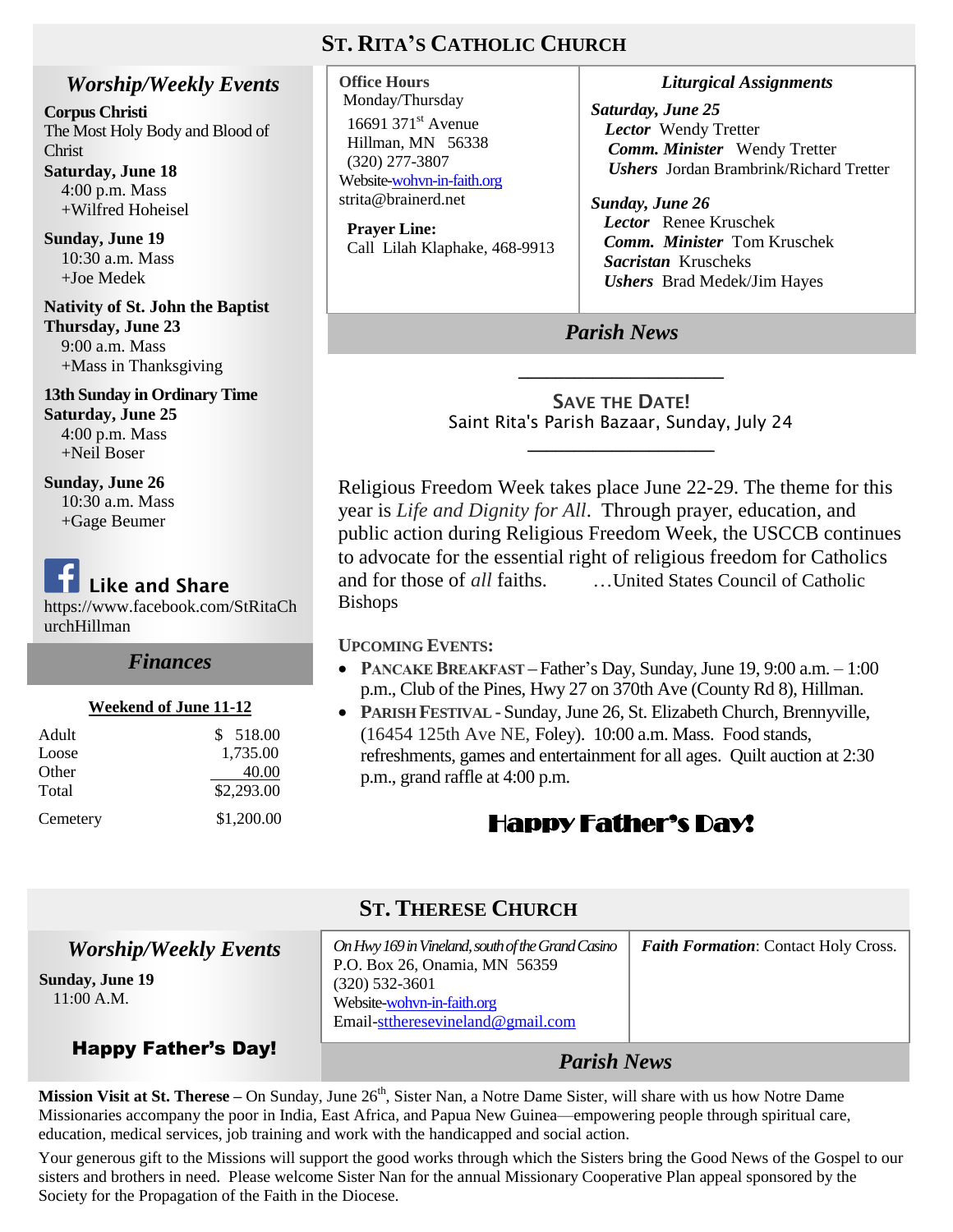# ST. RITA'S CATHOLIC CHURCH

## *Worship/Weekly Events*

**Corpus Christi**
The Most Holy Body and Blood of Christ

**Saturday, June 18**
4:00 p.m. Mass
+Wilfred Hoheisel

**Sunday, June 19**
10:30 a.m. Mass
+Joe Medek

**Nativity of St. John the Baptist**
**Thursday, June 23**
9:00 a.m. Mass
+Mass in Thanksgiving

**13th Sunday in Ordinary Time**
**Saturday, June 25**
4:00 p.m. Mass
+Neil Boser

**Sunday, June 26**
10:30 a.m. Mass
+Gage Beumer

**Like and Share**
https://www.facebook.com/StRitaChurchHillman

## *Finances*

**Weekend of June 11-12**

| | |
|---|---|
| Adult | $ 518.00 |
| Loose | 1,735.00 |
| Other | 40.00 |
| Total | $2,293.00 |
| Cemetery | $1,200.00 |

**Office Hours**
Monday/Thursday
16691 371st Avenue
Hillman, MN 56338
(320) 277-3807
Website-wohvn-in-faith.org
strita@brainerd.net

**Prayer Line:**
Call Lilah Klaphake, 468-9913

### *Liturgical Assignments*

***Saturday, June 25***
***Lector*** Wendy Tretter
***Comm. Minister*** Wendy Tretter
***Ushers*** Jordan Brambrink/Richard Tretter

***Sunday, June 26***
***Lector*** Renee Kruschek
***Comm. Minister*** Tom Kruschek
***Sacristan*** Kruschecks
***Ushers*** Brad Medek/Jim Hayes

## *Parish News*

**SAVE THE DATE!**
Saint Rita's Parish Bazaar, Sunday, July 24

Religious Freedom Week takes place June 22-29. The theme for this year is *Life and Dignity for All*. Through prayer, education, and public action during Religious Freedom Week, the USCCB continues to advocate for the essential right of religious freedom for Catholics and for those of *all* faiths. …United States Council of Catholic Bishops

**UPCOMING EVENTS:**

- **PANCAKE BREAKFAST** – Father's Day, Sunday, June 19, 9:00 a.m. – 1:00 p.m., Club of the Pines, Hwy 27 on 370th Ave (County Rd 8), Hillman.
- **PARISH FESTIVAL** - Sunday, June 26, St. Elizabeth Church, Brennyville, (16454 125th Ave NE, Foley). 10:00 a.m. Mass. Food stands, refreshments, games and entertainment for all ages. Quilt auction at 2:30 p.m., grand raffle at 4:00 p.m.

**Happy Father's Day!**

# ST. THERESE CHURCH

## *Worship/Weekly Events*

**Sunday, June 19**
11:00 A.M.

**Happy Father's Day!**

*On Hwy 169 in Vineland, south of the Grand Casino*
P.O. Box 26, Onamia, MN 56359
(320) 532-3601
Website-wohvn-in-faith.org
Email-sttheresevineland@gmail.com

***Faith Formation***: Contact Holy Cross.

## *Parish News*

**Mission Visit at St. Therese –** On Sunday, June 26th, Sister Nan, a Notre Dame Sister, will share with us how Notre Dame Missionaries accompany the poor in India, East Africa, and Papua New Guinea—empowering people through spiritual care, education, medical services, job training and work with the handicapped and social action.

Your generous gift to the Missions will support the good works through which the Sisters bring the Good News of the Gospel to our sisters and brothers in need. Please welcome Sister Nan for the annual Missionary Cooperative Plan appeal sponsored by the Society for the Propagation of the Faith in the Diocese.